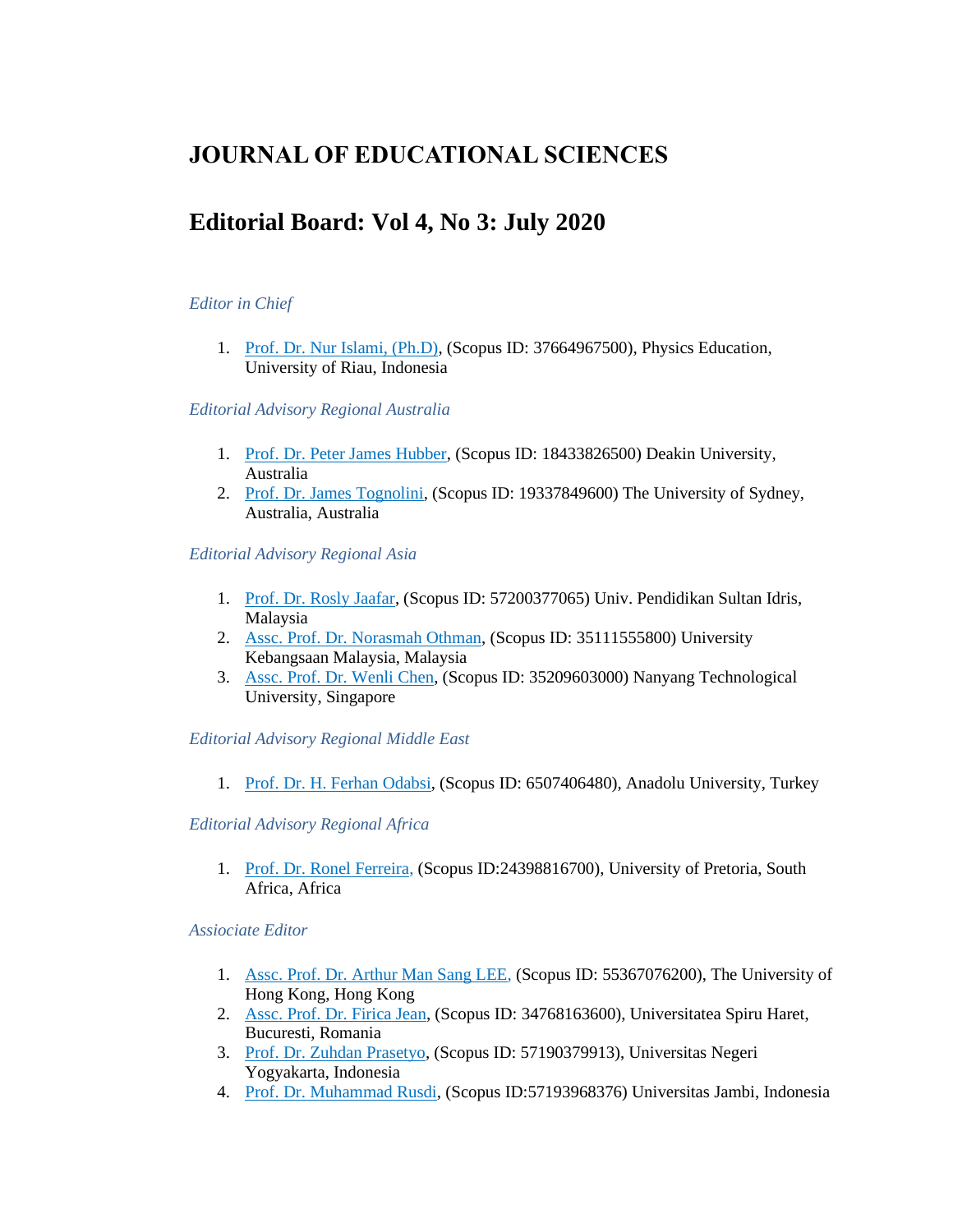# JOURNAL OF EDUCATIONAL SCIENCES

## Editorial Board: Vol 4, No 3: July 2020

*Editor in Chief*

1. Prof. Dr. Nur Islami, (Ph.D), (Scopus ID: 37664967500), Physics Education, University of Riau, Indonesia

*Editorial Advisory Regional Australia*

1. Prof. Dr. Peter James Hubber, (Scopus ID: 18433826500) Deakin University, Australia
2. Prof. Dr. James Tognolini, (Scopus ID: 19337849600) The University of Sydney, Australia, Australia

*Editorial Advisory Regional Asia*

1. Prof. Dr. Rosly Jaafar, (Scopus ID: 57200377065) Univ. Pendidikan Sultan Idris, Malaysia
2. Assc. Prof. Dr. Norasmah Othman, (Scopus ID: 35111555800) University Kebangsaan Malaysia, Malaysia
3. Assc. Prof. Dr. Wenli Chen, (Scopus ID: 35209603000) Nanyang Technological University, Singapore

*Editorial Advisory Regional Middle East*

1. Prof. Dr. H. Ferhan Odabsi, (Scopus ID: 6507406480), Anadolu University, Turkey

*Editorial Advisory Regional Africa*

1. Prof. Dr. Ronel Ferreira, (Scopus ID:24398816700), University of Pretoria, South Africa, Africa

*Assiociate Editor*

1. Assc. Prof. Dr. Arthur Man Sang LEE, (Scopus ID: 55367076200), The University of Hong Kong, Hong Kong
2. Assc. Prof. Dr. Firica Jean, (Scopus ID: 34768163600), Universitatea Spiru Haret, Bucuresti, Romania
3. Prof. Dr. Zuhdan Prasetyo, (Scopus ID: 57190379913), Universitas Negeri Yogyakarta, Indonesia
4. Prof. Dr. Muhammad Rusdi, (Scopus ID:57193968376) Universitas Jambi, Indonesia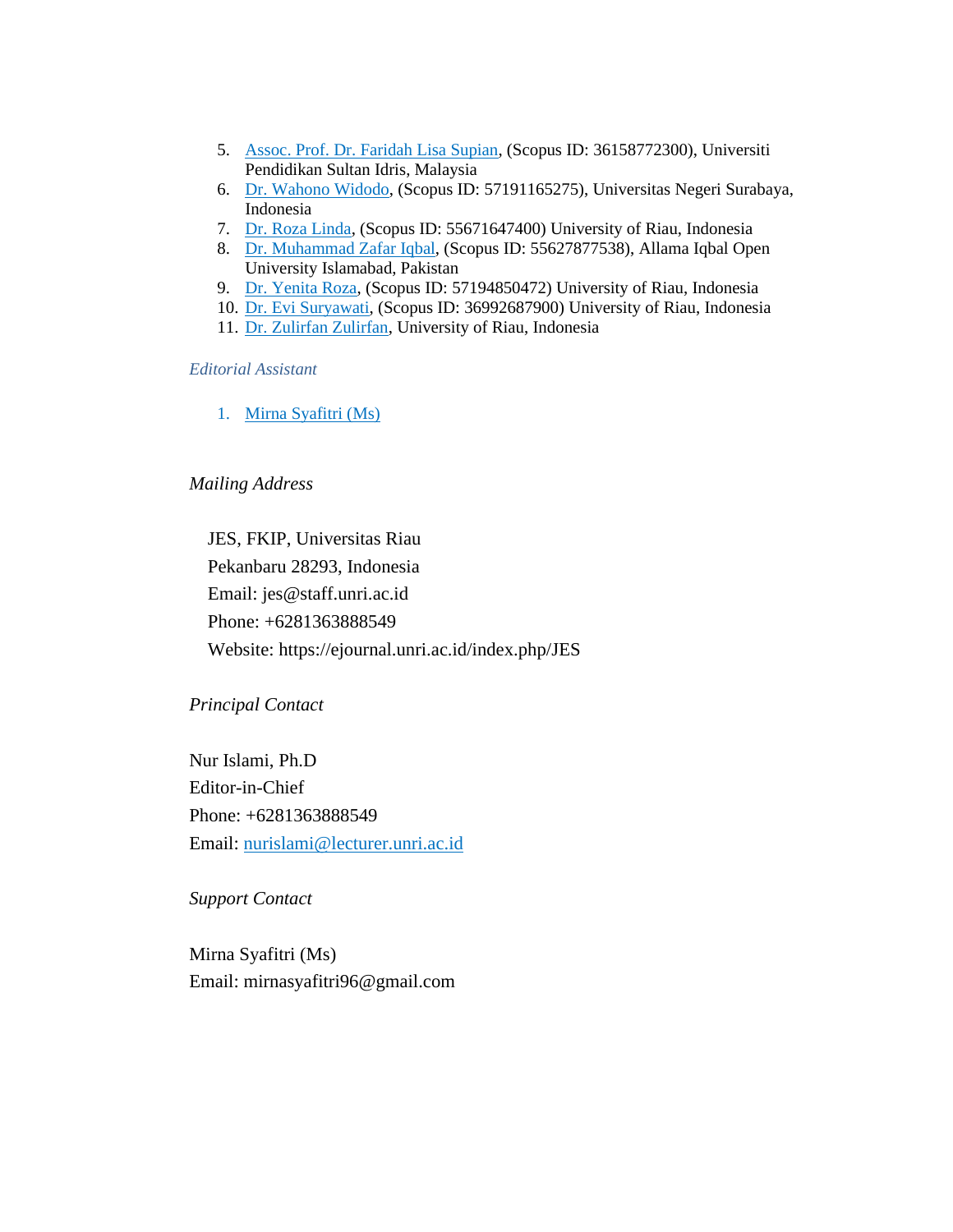5. Assoc. Prof. Dr. Faridah Lisa Supian, (Scopus ID: 36158772300), Universiti Pendidikan Sultan Idris, Malaysia
6. Dr. Wahono Widodo, (Scopus ID: 57191165275), Universitas Negeri Surabaya, Indonesia
7. Dr. Roza Linda, (Scopus ID: 55671647400) University of Riau, Indonesia
8. Dr. Muhammad Zafar Iqbal, (Scopus ID: 55627877538), Allama Iqbal Open University Islamabad, Pakistan
9. Dr. Yenita Roza, (Scopus ID: 57194850472) University of Riau, Indonesia
10. Dr. Evi Suryawati, (Scopus ID: 36992687900) University of Riau, Indonesia
11. Dr. Zulirfan Zulirfan, University of Riau, Indonesia

*Editorial Assistant*

1. Mirna Syafitri (Ms)

*Mailing Address*

JES, FKIP, Universitas Riau
Pekanbaru 28293, Indonesia
Email: jes@staff.unri.ac.id
Phone: +6281363888549
Website: https://ejournal.unri.ac.id/index.php/JES

*Principal Contact*

Nur Islami, Ph.D
Editor-in-Chief
Phone: +6281363888549
Email: nurislami@lecturer.unri.ac.id

*Support Contact*

Mirna Syafitri (Ms)
Email: mirnasyafitri96@gmail.com